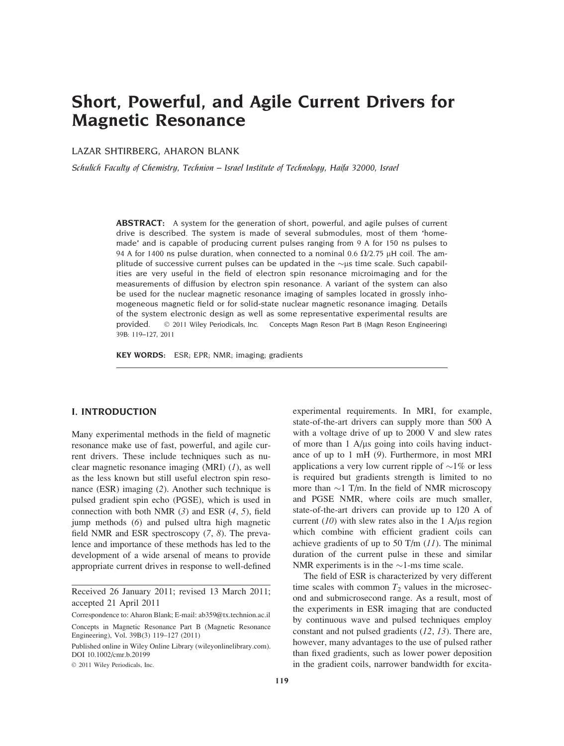# Short, Powerful, and Agile Current Drivers for Magnetic Resonance

LAZAR SHTIRBERG, AHARON BLANK

*Schulich Faculty of Chemistry, Technion – Israel Institute of Technology, Haifa 32000, Israel*

**ABSTRACT:** A system for the generation of short, powerful, and agile pulses of current drive is described. The system is made of several submodules, most of them 'home-made' and is capable of producing current pulses ranging from 9 A for 150 ns pulses to 94 A for 1400 ns pulse duration, when connected to a nominal 0.6 Ω/2.75 μH coil. The amplitude of successive current pulses can be updated in the ~μs time scale. Such capabilities are very useful in the field of electron spin resonance microimaging and for the measurements of diffusion by electron spin resonance. A variant of the system can also be used for the nuclear magnetic resonance imaging of samples located in grossly inhomogeneous magnetic field or for solid-state nuclear magnetic resonance imaging. Details of the system electronic design as well as some representative experimental results are provided. © 2011 Wiley Periodicals, Inc. Concepts Magn Reson Part B (Magn Reson Engineering) 39B: 119–127, 2011

**KEY WORDS:** ESR; EPR; NMR; imaging; gradients

## I. INTRODUCTION

Many experimental methods in the field of magnetic resonance make use of fast, powerful, and agile current drivers. These include techniques such as nuclear magnetic resonance imaging (MRI) (*1*), as well as the less known but still useful electron spin resonance (ESR) imaging (*2*). Another such technique is pulsed gradient spin echo (PGSE), which is used in connection with both NMR (*3*) and ESR (*4*, *5*), field jump methods (*6*) and pulsed ultra high magnetic field NMR and ESR spectroscopy (*7*, *8*). The prevalence and importance of these methods has led to the development of a wide arsenal of means to provide appropriate current drives in response to well-defined experimental requirements. In MRI, for example, state-of-the-art drivers can supply more than 500 A with a voltage drive of up to 2000 V and slew rates of more than 1 A/μs going into coils having inductance of up to 1 mH (*9*). Furthermore, in most MRI applications a very low current ripple of ~1% or less is required but gradients strength is limited to no more than ~1 T/m. In the field of NMR microscopy and PGSE NMR, where coils are much smaller, state-of-the-art drivers can provide up to 120 A of current (*10*) with slew rates also in the 1 A/μs region which combine with efficient gradient coils can achieve gradients of up to 50 T/m (*11*). The minimal duration of the current pulse in these and similar NMR experiments is in the ~1-ms time scale.

The field of ESR is characterized by very different time scales with common $T_2$ values in the microsecond and submicrosecond range. As a result, most of the experiments in ESR imaging that are conducted by continuous wave and pulsed techniques employ constant and not pulsed gradients (*12*, *13*). There are, however, many advantages to the use of pulsed rather than fixed gradients, such as lower power deposition in the gradient coils, narrower bandwidth for excita-

Received 26 January 2011; revised 13 March 2011; accepted 21 April 2011

Correspondence to: Aharon Blank; E-mail: ab359@tx.technion.ac.il

Concepts in Magnetic Resonance Part B (Magnetic Resonance Engineering), Vol. 39B(3) 119–127 (2011)

Published online in Wiley Online Library (wileyonlinelibrary.com). DOI 10.1002/cmr.b.20199

© 2011 Wiley Periodicals, Inc.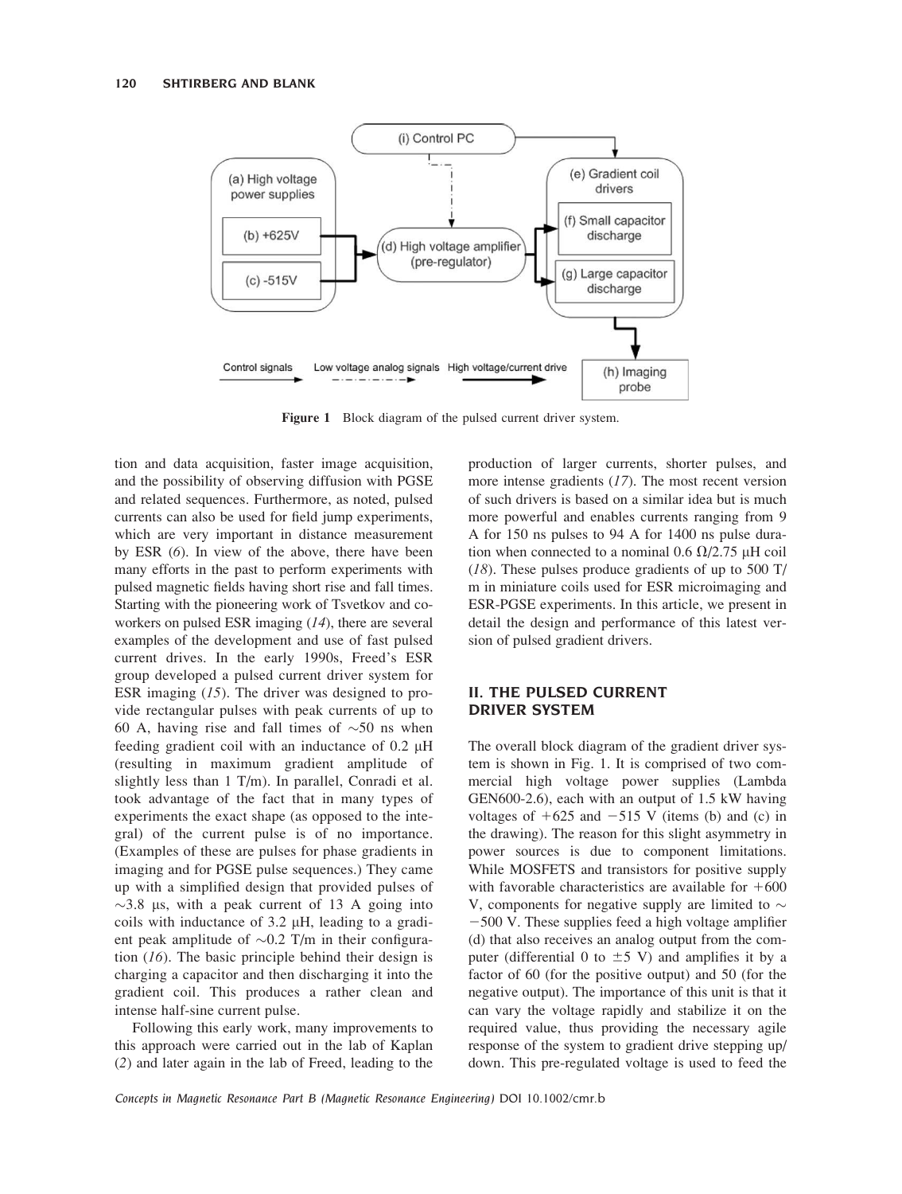**Figure 1** Block diagram of the pulsed current driver system.

tion and data acquisition, faster image acquisition, and the possibility of observing diffusion with PGSE and related sequences. Furthermore, as noted, pulsed currents can also be used for field jump experiments, which are very important in distance measurement by ESR (*6*). In view of the above, there have been many efforts in the past to perform experiments with pulsed magnetic fields having short rise and fall times. Starting with the pioneering work of Tsvetkov and coworkers on pulsed ESR imaging (*14*), there are several examples of the development and use of fast pulsed current drives. In the early 1990s, Freed's ESR group developed a pulsed current driver system for ESR imaging (*15*). The driver was designed to provide rectangular pulses with peak currents of up to 60 A, having rise and fall times of ~50 ns when feeding gradient coil with an inductance of 0.2 μH (resulting in maximum gradient amplitude of slightly less than 1 T/m). In parallel, Conradi et al. took advantage of the fact that in many types of experiments the exact shape (as opposed to the integral) of the current pulse is of no importance. (Examples of these are pulses for phase gradients in imaging and for PGSE pulse sequences.) They came up with a simplified design that provided pulses of ~3.8 μs, with a peak current of 13 A going into coils with inductance of 3.2 μH, leading to a gradient peak amplitude of ~0.2 T/m in their configuration (*16*). The basic principle behind their design is charging a capacitor and then discharging it into the gradient coil. This produces a rather clean and intense half-sine current pulse.

Following this early work, many improvements to this approach were carried out in the lab of Kaplan (*2*) and later again in the lab of Freed, leading to the production of larger currents, shorter pulses, and more intense gradients (*17*). The most recent version of such drivers is based on a similar idea but is much more powerful and enables currents ranging from 9 A for 150 ns pulses to 94 A for 1400 ns pulse duration when connected to a nominal 0.6 Ω/2.75 μH coil (*18*). These pulses produce gradients of up to 500 T/m in miniature coils used for ESR microimaging and ESR-PGSE experiments. In this article, we present in detail the design and performance of this latest version of pulsed gradient drivers.

## II. THE PULSED CURRENT DRIVER SYSTEM

The overall block diagram of the gradient driver system is shown in Fig. 1. It is comprised of two commercial high voltage power supplies (Lambda GEN600-2.6), each with an output of 1.5 kW having voltages of +625 and −515 V (items (b) and (c) in the drawing). The reason for this slight asymmetry in power sources is due to component limitations. While MOSFETS and transistors for positive supply with favorable characteristics are available for +600 V, components for negative supply are limited to ~ −500 V. These supplies feed a high voltage amplifier (d) that also receives an analog output from the computer (differential 0 to ±5 V) and amplifies it by a factor of 60 (for the positive output) and 50 (for the negative output). The importance of this unit is that it can vary the voltage rapidly and stabilize it on the required value, thus providing the necessary agile response of the system to gradient drive stepping up/down. This pre-regulated voltage is used to feed the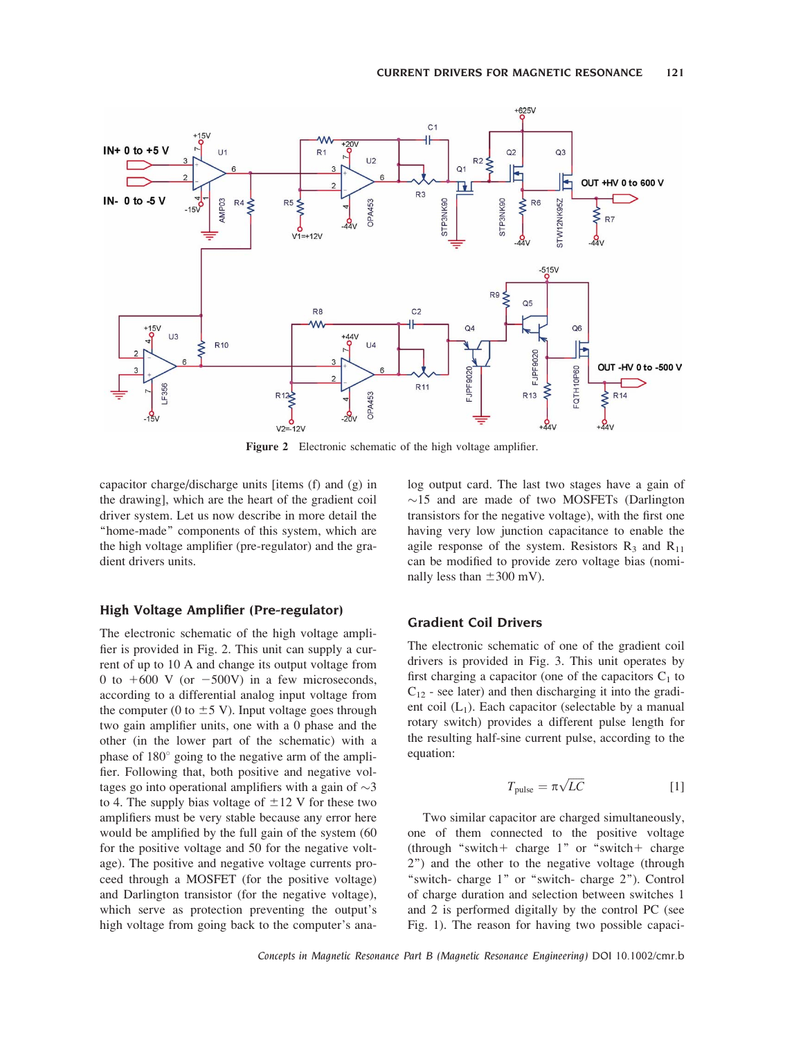Figure 2 Electronic schematic of the high voltage amplifier.

capacitor charge/discharge units [items (f) and (g) in the drawing], which are the heart of the gradient coil driver system. Let us now describe in more detail the "home-made" components of this system, which are the high voltage amplifier (pre-regulator) and the gradient drivers units.

## High Voltage Amplifier (Pre-regulator)

The electronic schematic of the high voltage amplifier is provided in Fig. 2. This unit can supply a current of up to 10 A and change its output voltage from 0 to +600 V (or −500V) in a few microseconds, according to a differential analog input voltage from the computer (0 to ±5 V). Input voltage goes through two gain amplifier units, one with a 0 phase and the other (in the lower part of the schematic) with a phase of 180° going to the negative arm of the amplifier. Following that, both positive and negative voltages go into operational amplifiers with a gain of ~3 to 4. The supply bias voltage of ±12 V for these two amplifiers must be very stable because any error here would be amplified by the full gain of the system (60 for the positive voltage and 50 for the negative voltage). The positive and negative voltage currents proceed through a MOSFET (for the positive voltage) and Darlington transistor (for the negative voltage), which serve as protection preventing the output's high voltage from going back to the computer's analog output card. The last two stages have a gain of ~15 and are made of two MOSFETs (Darlington transistors for the negative voltage), with the first one having very low junction capacitance to enable the agile response of the system. Resistors $R_3$ and $R_{11}$ can be modified to provide zero voltage bias (nominally less than ±300 mV).

## Gradient Coil Drivers

The electronic schematic of one of the gradient coil drivers is provided in Fig. 3. This unit operates by first charging a capacitor (one of the capacitors $C_1$ to $C_{12}$ - see later) and then discharging it into the gradient coil ($L_1$). Each capacitor (selectable by a manual rotary switch) provides a different pulse length for the resulting half-sine current pulse, according to the equation:

$$T_{\text{pulse}} = \pi\sqrt{LC} \qquad [1]$$

Two similar capacitor are charged simultaneously, one of them connected to the positive voltage (through "switch+ charge 1" or "switch+ charge 2") and the other to the negative voltage (through "switch- charge 1" or "switch- charge 2"). Control of charge duration and selection between switches 1 and 2 is performed digitally by the control PC (see Fig. 1). The reason for having two possible capaci-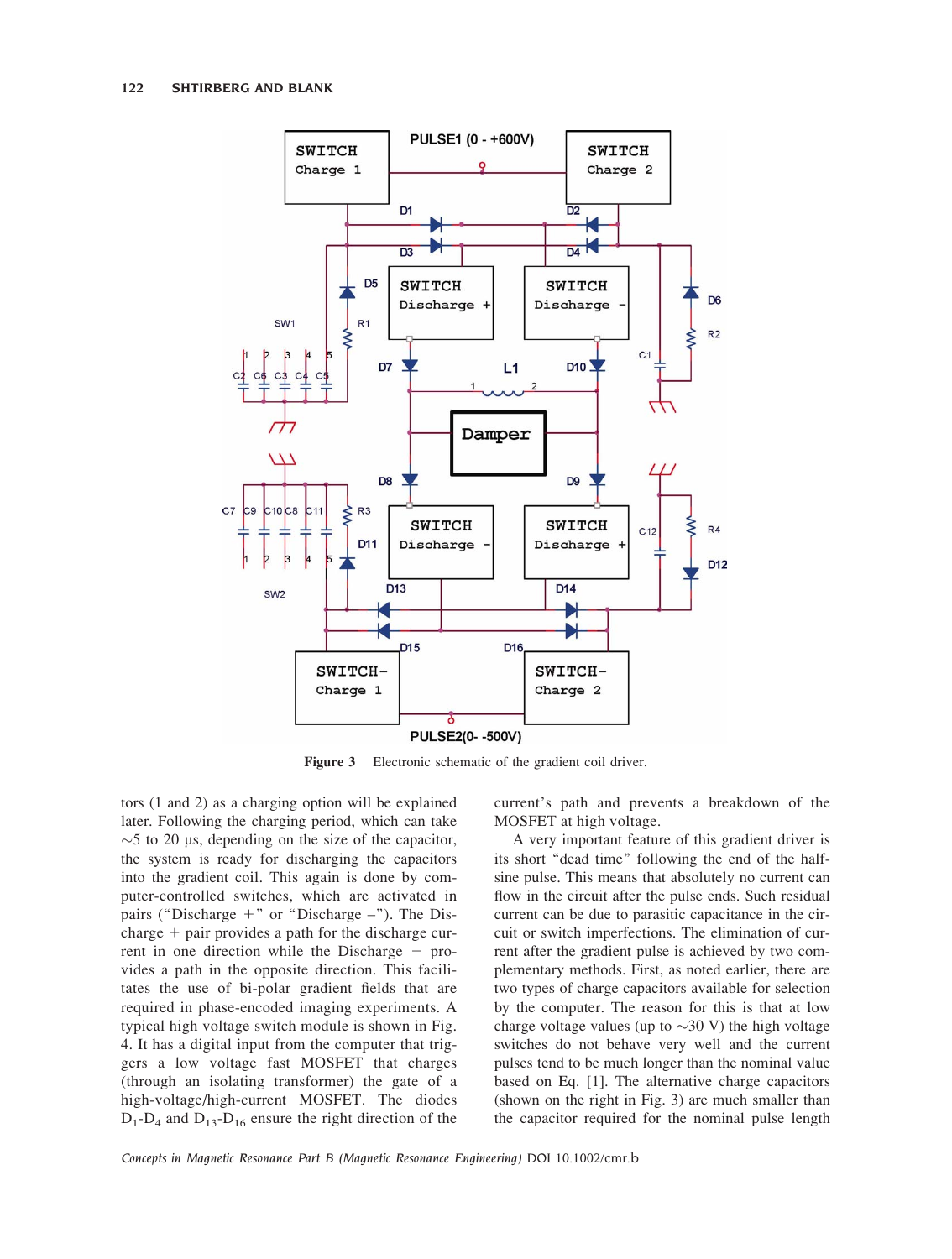**Figure 3** Electronic schematic of the gradient coil driver.

tors (1 and 2) as a charging option will be explained later. Following the charging period, which can take ∼5 to 20 μs, depending on the size of the capacitor, the system is ready for discharging the capacitors into the gradient coil. This again is done by computer-controlled switches, which are activated in pairs ("Discharge +" or "Discharge −"). The Discharge + pair provides a path for the discharge current in one direction while the Discharge − provides a path in the opposite direction. This facilitates the use of bi-polar gradient fields that are required in phase-encoded imaging experiments. A typical high voltage switch module is shown in Fig. 4. It has a digital input from the computer that triggers a low voltage fast MOSFET that charges (through an isolating transformer) the gate of a high-voltage/high-current MOSFET. The diodes $D_1$-$D_4$ and $D_{13}$-$D_{16}$ ensure the right direction of the current's path and prevents a breakdown of the MOSFET at high voltage.

A very important feature of this gradient driver is its short "dead time" following the end of the half-sine pulse. This means that absolutely no current can flow in the circuit after the pulse ends. Such residual current can be due to parasitic capacitance in the circuit or switch imperfections. The elimination of current after the gradient pulse is achieved by two complementary methods. First, as noted earlier, there are two types of charge capacitors available for selection by the computer. The reason for this is that at low charge voltage values (up to ∼30 V) the high voltage switches do not behave very well and the current pulses tend to be much longer than the nominal value based on Eq. [1]. The alternative charge capacitors (shown on the right in Fig. 3) are much smaller than the capacitor required for the nominal pulse length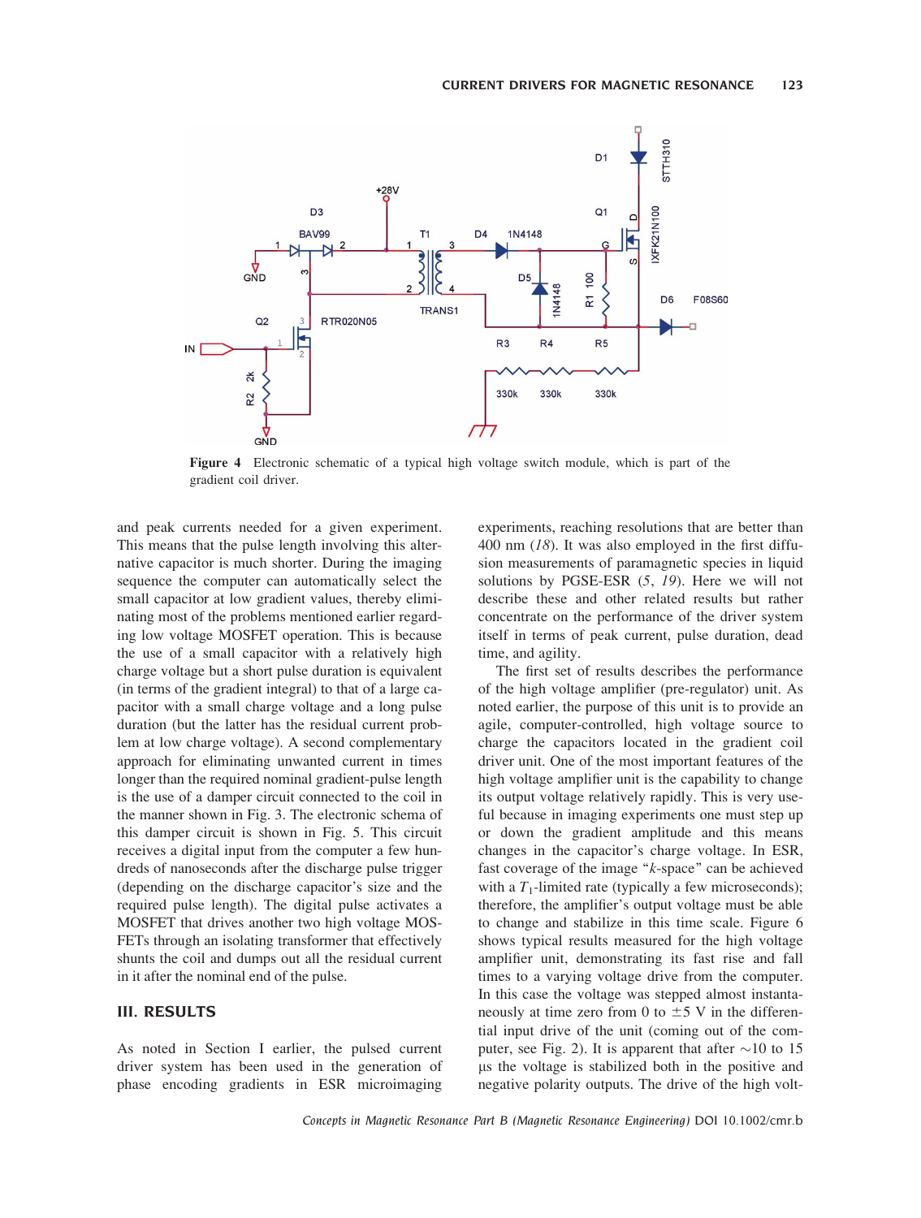Figure 4 Electronic schematic of a typical high voltage switch module, which is part of the gradient coil driver.

and peak currents needed for a given experiment. This means that the pulse length involving this alternative capacitor is much shorter. During the imaging sequence the computer can automatically select the small capacitor at low gradient values, thereby eliminating most of the problems mentioned earlier regarding low voltage MOSFET operation. This is because the use of a small capacitor with a relatively high charge voltage but a short pulse duration is equivalent (in terms of the gradient integral) to that of a large capacitor with a small charge voltage and a long pulse duration (but the latter has the residual current problem at low charge voltage). A second complementary approach for eliminating unwanted current in times longer than the required nominal gradient-pulse length is the use of a damper circuit connected to the coil in the manner shown in Fig. 3. The electronic schema of this damper circuit is shown in Fig. 5. This circuit receives a digital input from the computer a few hundreds of nanoseconds after the discharge pulse trigger (depending on the discharge capacitor's size and the required pulse length). The digital pulse activates a MOSFET that drives another two high voltage MOSFETs through an isolating transformer that effectively shunts the coil and dumps out all the residual current in it after the nominal end of the pulse.

## III. RESULTS

As noted in Section I earlier, the pulsed current driver system has been used in the generation of phase encoding gradients in ESR microimaging experiments, reaching resolutions that are better than 400 nm (*18*). It was also employed in the first diffusion measurements of paramagnetic species in liquid solutions by PGSE-ESR (*5*, *19*). Here we will not describe these and other related results but rather concentrate on the performance of the driver system itself in terms of peak current, pulse duration, dead time, and agility.

The first set of results describes the performance of the high voltage amplifier (pre-regulator) unit. As noted earlier, the purpose of this unit is to provide an agile, computer-controlled, high voltage source to charge the capacitors located in the gradient coil driver unit. One of the most important features of the high voltage amplifier unit is the capability to change its output voltage relatively rapidly. This is very useful because in imaging experiments one must step up or down the gradient amplitude and this means changes in the capacitor's charge voltage. In ESR, fast coverage of the image "*k*-space" can be achieved with a $T_1$-limited rate (typically a few microseconds); therefore, the amplifier's output voltage must be able to change and stabilize in this time scale. Figure 6 shows typical results measured for the high voltage amplifier unit, demonstrating its fast rise and fall times to a varying voltage drive from the computer. In this case the voltage was stepped almost instantaneously at time zero from 0 to ±5 V in the differential input drive of the unit (coming out of the computer, see Fig. 2). It is apparent that after ~10 to 15 μs the voltage is stabilized both in the positive and negative polarity outputs. The drive of the high volt-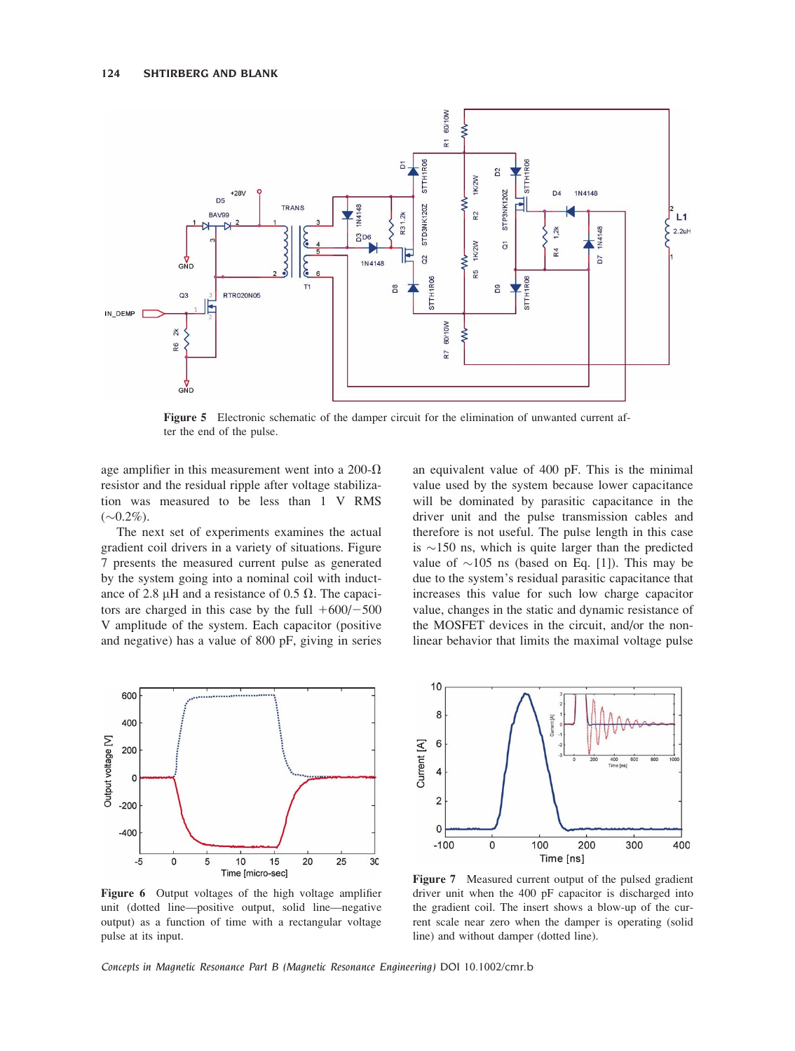**Figure 5** Electronic schematic of the damper circuit for the elimination of unwanted current after the end of the pulse.

age amplifier in this measurement went into a 200-Ω resistor and the residual ripple after voltage stabilization was measured to be less than 1 V RMS (~0.2%).

The next set of experiments examines the actual gradient coil drivers in a variety of situations. Figure 7 presents the measured current pulse as generated by the system going into a nominal coil with inductance of 2.8 μH and a resistance of 0.5 Ω. The capacitors are charged in this case by the full +600/−500 V amplitude of the system. Each capacitor (positive and negative) has a value of 800 pF, giving in series an equivalent value of 400 pF. This is the minimal value used by the system because lower capacitance will be dominated by parasitic capacitance in the driver unit and the pulse transmission cables and therefore is not useful. The pulse length in this case is ~150 ns, which is quite larger than the predicted value of ~105 ns (based on Eq. [1]). This may be due to the system's residual parasitic capacitance that increases this value for such low charge capacitor value, changes in the static and dynamic resistance of the MOSFET devices in the circuit, and/or the nonlinear behavior that limits the maximal voltage pulse

**Figure 6** Output voltages of the high voltage amplifier unit (dotted line—positive output, solid line—negative output) as a function of time with a rectangular voltage pulse at its input.

**Figure 7** Measured current output of the pulsed gradient driver unit when the 400 pF capacitor is discharged into the gradient coil. The insert shows a blow-up of the current scale near zero when the damper is operating (solid line) and without damper (dotted line).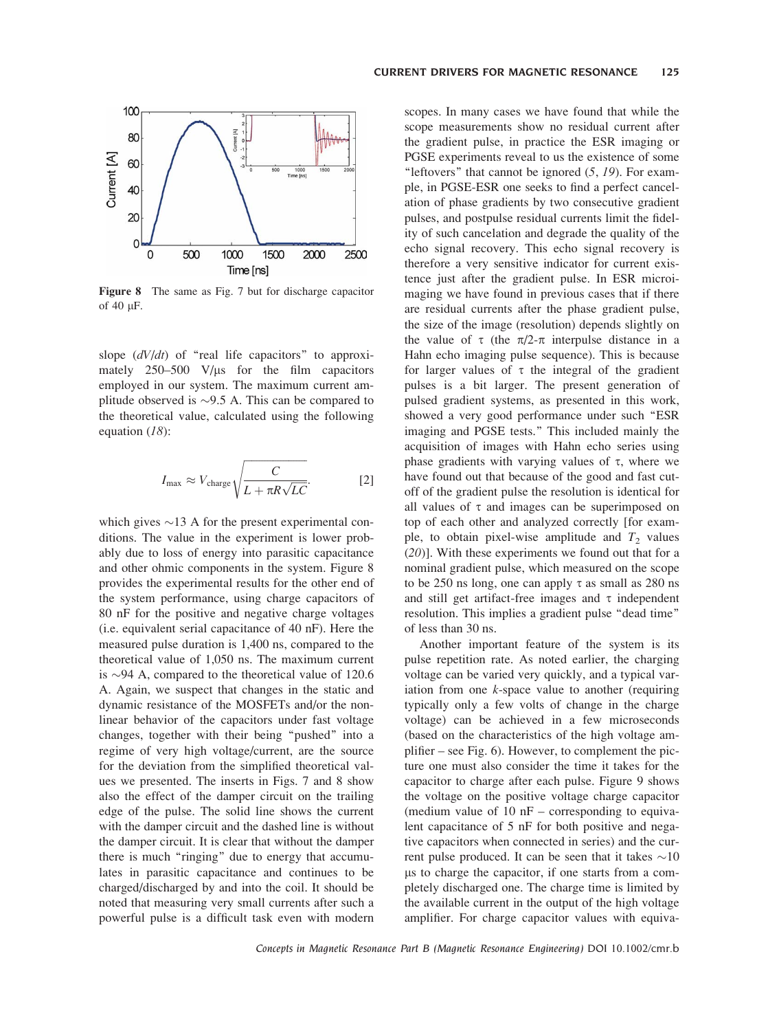**Figure 8** The same as Fig. 7 but for discharge capacitor of 40 μF.

slope ($dV/dt$) of "real life capacitors" to approximately 250–500 V/μs for the film capacitors employed in our system. The maximum current amplitude observed is ~9.5 A. This can be compared to the theoretical value, calculated using the following equation (*18*):

$$I_{\max} \approx V_{\text{charge}} \sqrt{\frac{C}{L + \pi R \sqrt{LC}}}. \qquad [2]$$

which gives ~13 A for the present experimental conditions. The value in the experiment is lower probably due to loss of energy into parasitic capacitance and other ohmic components in the system. Figure 8 provides the experimental results for the other end of the system performance, using charge capacitors of 80 nF for the positive and negative charge voltages (i.e. equivalent serial capacitance of 40 nF). Here the measured pulse duration is 1,400 ns, compared to the theoretical value of 1,050 ns. The maximum current is ~94 A, compared to the theoretical value of 120.6 A. Again, we suspect that changes in the static and dynamic resistance of the MOSFETs and/or the nonlinear behavior of the capacitors under fast voltage changes, together with their being "pushed" into a regime of very high voltage/current, are the source for the deviation from the simplified theoretical values we presented. The inserts in Figs. 7 and 8 show also the effect of the damper circuit on the trailing edge of the pulse. The solid line shows the current with the damper circuit and the dashed line is without the damper circuit. It is clear that without the damper there is much "ringing" due to energy that accumulates in parasitic capacitance and continues to be charged/discharged by and into the coil. It should be noted that measuring very small currents after such a powerful pulse is a difficult task even with modern scopes. In many cases we have found that while the scope measurements show no residual current after the gradient pulse, in practice the ESR imaging or PGSE experiments reveal to us the existence of some "leftovers" that cannot be ignored (*5*, *19*). For example, in PGSE-ESR one seeks to find a perfect cancellation of phase gradients by two consecutive gradient pulses, and postpulse residual currents limit the fidelity of such cancelation and degrade the quality of the echo signal recovery. This echo signal recovery is therefore a very sensitive indicator for current existence just after the gradient pulse. In ESR microimaging we have found in previous cases that if there are residual currents after the phase gradient pulse, the size of the image (resolution) depends slightly on the value of τ (the π/2-π interpulse distance in a Hahn echo imaging pulse sequence). This is because for larger values of τ the integral of the gradient pulses is a bit larger. The present generation of pulsed gradient systems, as presented in this work, showed a very good performance under such "ESR imaging and PGSE tests." This included mainly the acquisition of images with Hahn echo series using phase gradients with varying values of τ, where we have found out that because of the good and fast cutoff of the gradient pulse the resolution is identical for all values of τ and images can be superimposed on top of each other and analyzed correctly [for example, to obtain pixel-wise amplitude and $T_2$ values (*20*)]. With these experiments we found out that for a nominal gradient pulse, which measured on the scope to be 250 ns long, one can apply τ as small as 280 ns and still get artifact-free images and τ independent resolution. This implies a gradient pulse "dead time" of less than 30 ns.

Another important feature of the system is its pulse repetition rate. As noted earlier, the charging voltage can be varied very quickly, and a typical variation from one *k*-space value to another (requiring typically only a few volts of change in the charge voltage) can be achieved in a few microseconds (based on the characteristics of the high voltage amplifier – see Fig. 6). However, to complement the picture one must also consider the time it takes for the capacitor to charge after each pulse. Figure 9 shows the voltage on the positive voltage charge capacitor (medium value of 10 nF – corresponding to equivalent capacitance of 5 nF for both positive and negative capacitors when connected in series) and the current pulse produced. It can be seen that it takes ~10 μs to charge the capacitor, if one starts from a completely discharged one. The charge time is limited by the available current in the output of the high voltage amplifier. For charge capacitor values with equiva-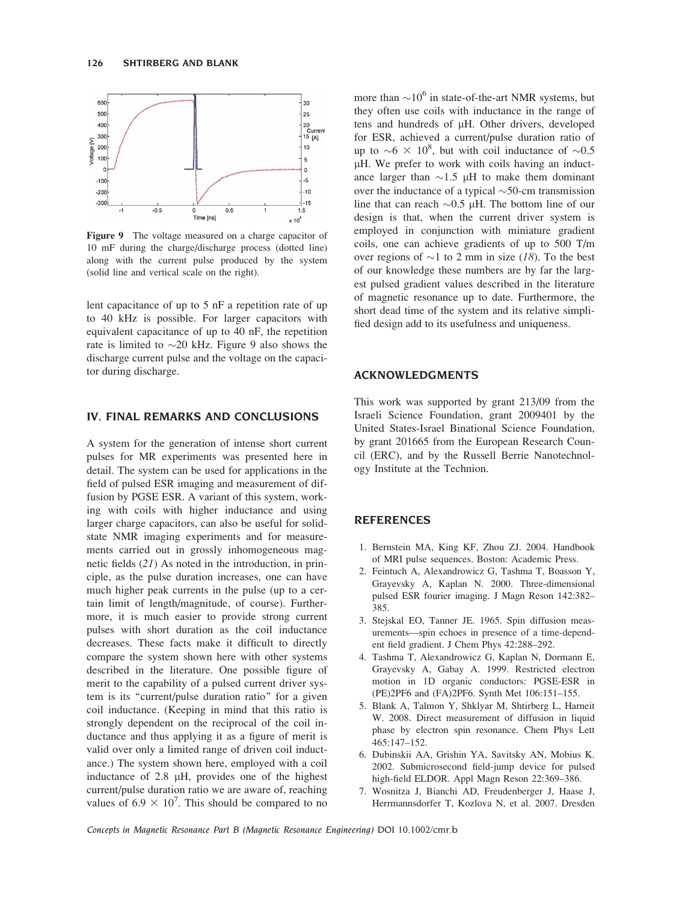Figure 9 The voltage measured on a charge capacitor of 10 mF during the charge/discharge process (dotted line) along with the current pulse produced by the system (solid line and vertical scale on the right).

lent capacitance of up to 5 nF a repetition rate of up to 40 kHz is possible. For larger capacitors with equivalent capacitance of up to 40 nF, the repetition rate is limited to ~20 kHz. Figure 9 also shows the discharge current pulse and the voltage on the capacitor during discharge.

## IV. FINAL REMARKS AND CONCLUSIONS

A system for the generation of intense short current pulses for MR experiments was presented here in detail. The system can be used for applications in the field of pulsed ESR imaging and measurement of diffusion by PGSE ESR. A variant of this system, working with coils with higher inductance and using larger charge capacitors, can also be useful for solid-state NMR imaging experiments and for measurements carried out in grossly inhomogeneous magnetic fields (*21*) As noted in the introduction, in principle, as the pulse duration increases, one can have much higher peak currents in the pulse (up to a certain limit of length/magnitude, of course). Furthermore, it is much easier to provide strong current pulses with short duration as the coil inductance decreases. These facts make it difficult to directly compare the system shown here with other systems described in the literature. One possible figure of merit to the capability of a pulsed current driver system is its "current/pulse duration ratio" for a given coil inductance. (Keeping in mind that this ratio is strongly dependent on the reciprocal of the coil inductance and thus applying it as a figure of merit is valid over only a limited range of driven coil inductance.) The system shown here, employed with a coil inductance of 2.8 μH, provides one of the highest current/pulse duration ratio we are aware of, reaching values of $6.9 \times 10^7$. This should be compared to no more than $\sim 10^6$ in state-of-the-art NMR systems, but they often use coils with inductance in the range of tens and hundreds of μH. Other drivers, developed for ESR, achieved a current/pulse duration ratio of up to $\sim 6 \times 10^8$, but with coil inductance of ~0.5 μH. We prefer to work with coils having an inductance larger than ~1.5 μH to make them dominant over the inductance of a typical ~50-cm transmission line that can reach ~0.5 μH. The bottom line of our design is that, when the current driver system is employed in conjunction with miniature gradient coils, one can achieve gradients of up to 500 T/m over regions of ~1 to 2 mm in size (*18*). To the best of our knowledge these numbers are by far the largest pulsed gradient values described in the literature of magnetic resonance up to date. Furthermore, the short dead time of the system and its relative simplified design add to its usefulness and uniqueness.

## ACKNOWLEDGMENTS

This work was supported by grant 213/09 from the Israeli Science Foundation, grant 2009401 by the United States-Israel Binational Science Foundation, by grant 201665 from the European Research Council (ERC), and by the Russell Berrie Nanotechnology Institute at the Technion.

## REFERENCES

1. Bernstein MA, King KF, Zhou ZJ. 2004. Handbook of MRI pulse sequences. Boston: Academic Press.
2. Feintuch A, Alexandrowicz G, Tashma T, Boasson Y, Grayevsky A, Kaplan N. 2000. Three-dimensional pulsed ESR fourier imaging. J Magn Reson 142:382–385.
3. Stejskal EO, Tanner JE. 1965. Spin diffusion measurements—spin echoes in presence of a time-dependent field gradient. J Chem Phys 42:288–292.
4. Tashma T, Alexandrowicz G, Kaplan N, Dormann E, Grayevsky A, Gabay A. 1999. Restricted electron motion in 1D organic conductors: PGSE-ESR in (PE)2PF6 and (FA)2PF6. Synth Met 106:151–155.
5. Blank A, Talmon Y, Shklyar M, Shtirberg L, Harneit W. 2008. Direct measurement of diffusion in liquid phase by electron spin resonance. Chem Phys Lett 465:147–152.
6. Dubinskii AA, Grishin YA, Savitsky AN, Mobius K. 2002. Submicrosecond field-jump device for pulsed high-field ELDOR. Appl Magn Reson 22:369–386.
7. Wosnitza J, Bianchi AD, Freudenberger J, Haase J, Herrmannsdorfer T, Kozlova N, et al. 2007. Dresden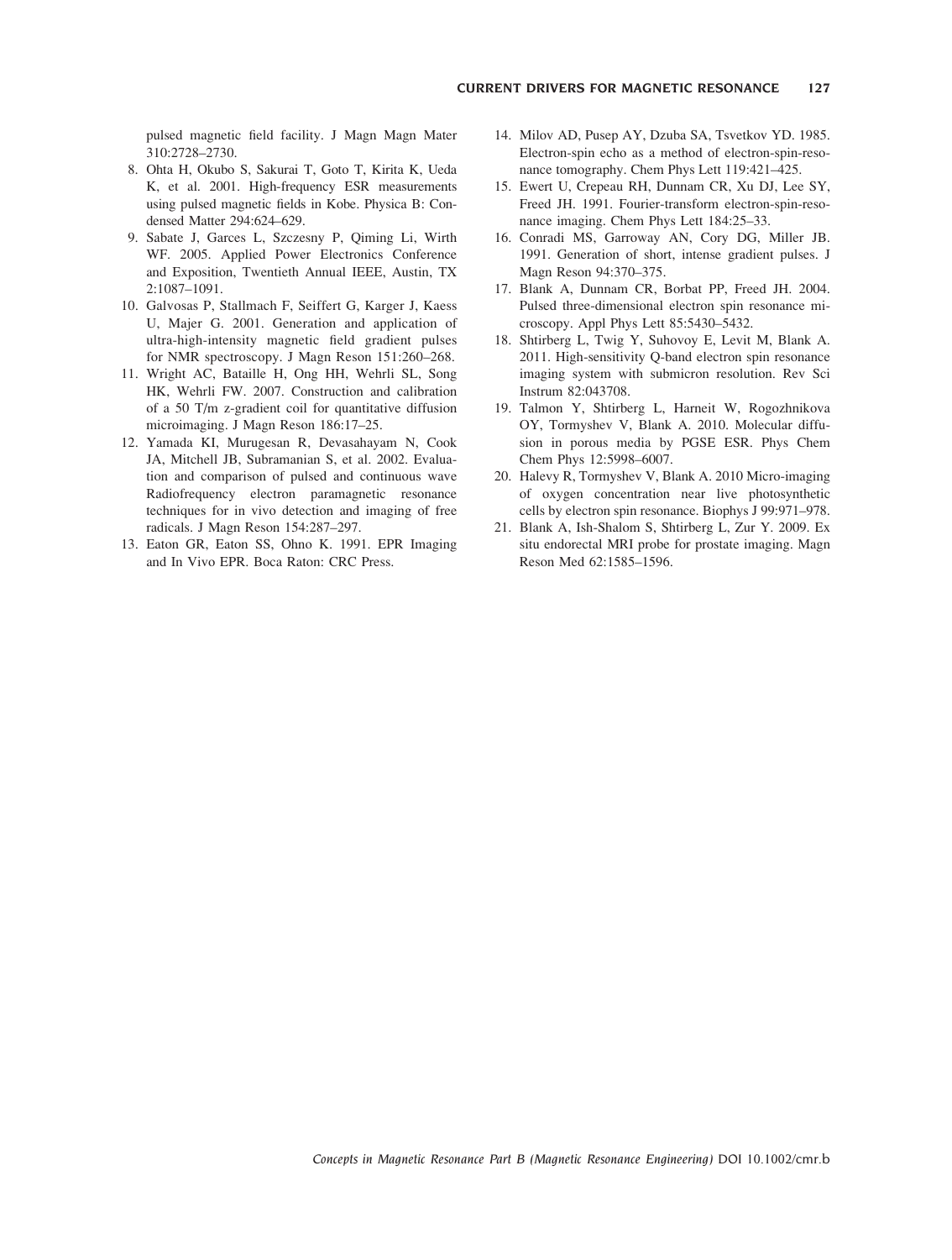pulsed magnetic field facility. J Magn Magn Mater 310:2728–2730.

8. Ohta H, Okubo S, Sakurai T, Goto T, Kirita K, Ueda K, et al. 2001. High-frequency ESR measurements using pulsed magnetic fields in Kobe. Physica B: Condensed Matter 294:624–629.
9. Sabate J, Garces L, Szczesny P, Qiming Li, Wirth WF. 2005. Applied Power Electronics Conference and Exposition, Twentieth Annual IEEE, Austin, TX 2:1087–1091.
10. Galvosas P, Stallmach F, Seiffert G, Karger J, Kaess U, Majer G. 2001. Generation and application of ultra-high-intensity magnetic field gradient pulses for NMR spectroscopy. J Magn Reson 151:260–268.
11. Wright AC, Bataille H, Ong HH, Wehrli SL, Song HK, Wehrli FW. 2007. Construction and calibration of a 50 T/m z-gradient coil for quantitative diffusion microimaging. J Magn Reson 186:17–25.
12. Yamada KI, Murugesan R, Devasahayam N, Cook JA, Mitchell JB, Subramanian S, et al. 2002. Evaluation and comparison of pulsed and continuous wave Radiofrequency electron paramagnetic resonance techniques for in vivo detection and imaging of free radicals. J Magn Reson 154:287–297.
13. Eaton GR, Eaton SS, Ohno K. 1991. EPR Imaging and In Vivo EPR. Boca Raton: CRC Press.
14. Milov AD, Pusep AY, Dzuba SA, Tsvetkov YD. 1985. Electron-spin echo as a method of electron-spin-resonance tomography. Chem Phys Lett 119:421–425.
15. Ewert U, Crepeau RH, Dunnam CR, Xu DJ, Lee SY, Freed JH. 1991. Fourier-transform electron-spin-resonance imaging. Chem Phys Lett 184:25–33.
16. Conradi MS, Garroway AN, Cory DG, Miller JB. 1991. Generation of short, intense gradient pulses. J Magn Reson 94:370–375.
17. Blank A, Dunnam CR, Borbat PP, Freed JH. 2004. Pulsed three-dimensional electron spin resonance microscopy. Appl Phys Lett 85:5430–5432.
18. Shtirberg L, Twig Y, Suhovoy E, Levit M, Blank A. 2011. High-sensitivity Q-band electron spin resonance imaging system with submicron resolution. Rev Sci Instrum 82:043708.
19. Talmon Y, Shtirberg L, Harneit W, Rogozhnikova OY, Tormyshev V, Blank A. 2010. Molecular diffusion in porous media by PGSE ESR. Phys Chem Chem Phys 12:5998–6007.
20. Halevy R, Tormyshev V, Blank A. 2010 Micro-imaging of oxygen concentration near live photosynthetic cells by electron spin resonance. Biophys J 99:971–978.
21. Blank A, Ish-Shalom S, Shtirberg L, Zur Y. 2009. Ex situ endorectal MRI probe for prostate imaging. Magn Reson Med 62:1585–1596.